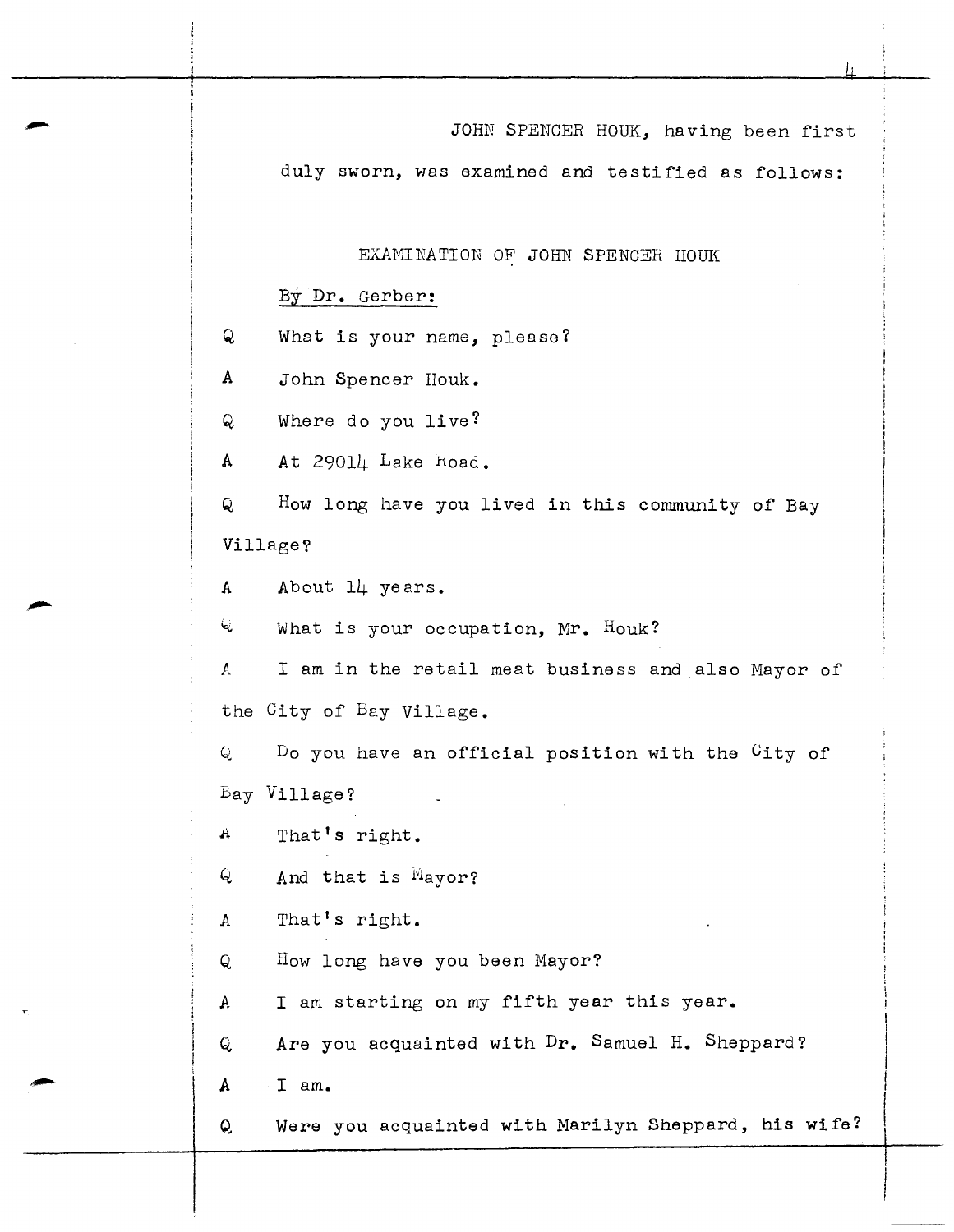JOHN SPENCER HOUK, having been first duly sworn, was examined and testified as follows:

EXAMINATION OF JOHN SPENCER HOUK

By Dr. Gerber:

Q What is your name, please?

A John Spencer Houk.

Q Where do you live?

A At 29014 Lake Road.

Q How long have you lived in this community of Bay Village?

A About 14 years.

Q What is your occupation, Mr. Houk?

A I am in the retail meat business and also Mayor of the City of Bay Village.

Q Do you have an official position with the City of Bay Village?

A That's right.

Q And that is Mayor?

A That's right.

Q How long have you been Mayor?

A I am starting on my fifth year this year.

Q Are you acquainted with Dr. Samuel H. Sheppard?

A I am.

Q Were you acquainted with Marilyn Sheppard, his wife?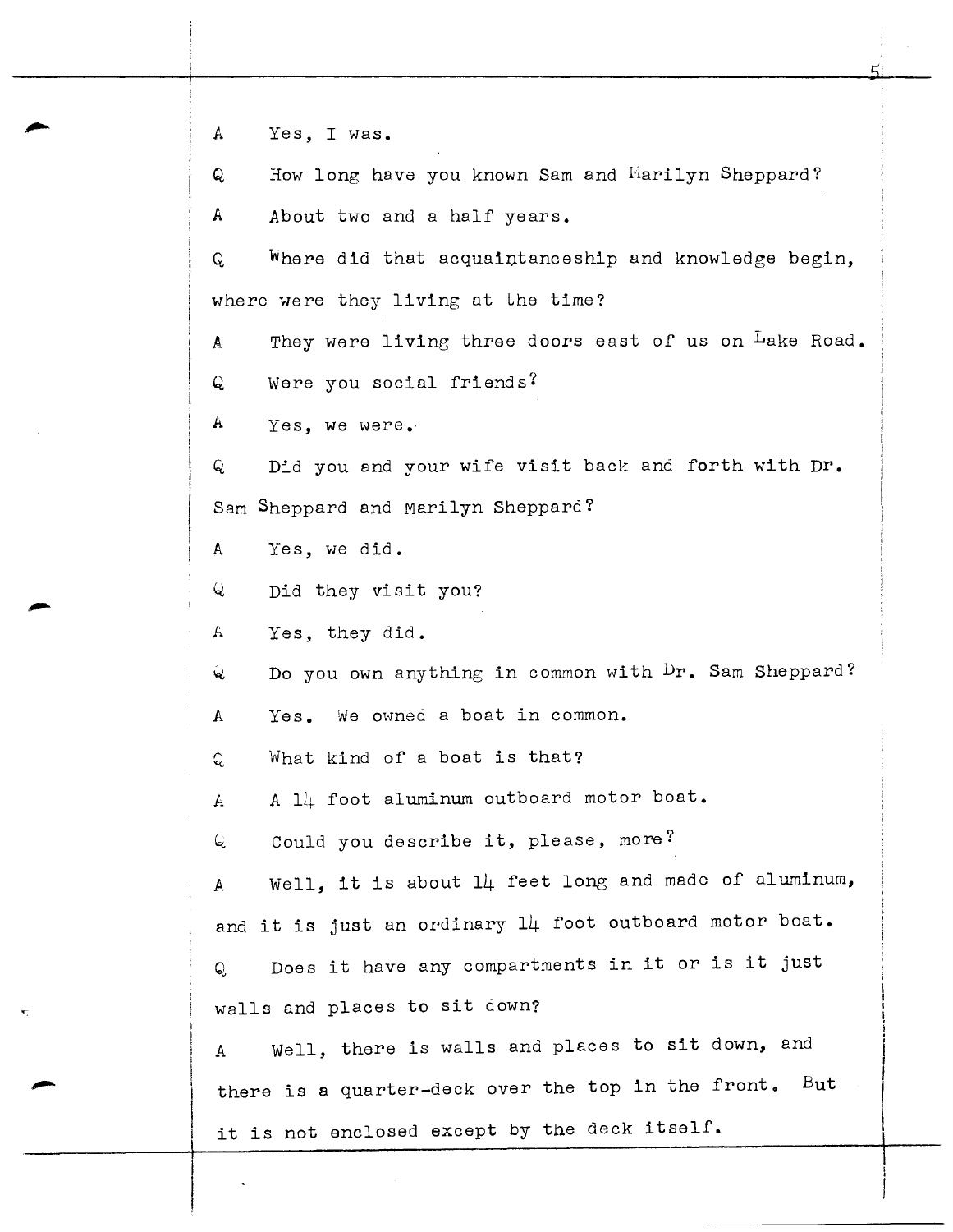A Yes, I was.

Q How long have you known Sam and Marilyn Sheppard?

A About two and a half years.

Q Where did that acquaintanceship and knowledge begin, where were they living at the time?

A They were living three doors east of us on Lake Road.

Q Were you social friends?

A Yes, we were.

Q Did you and your wife visit back and forth with Dr. Sam Sheppard and Marilyn Sheppard?

A Yes, we did.

Q Did they visit you?

A Yes, they did.

Q Do you own anything in common with Dr. Sam Sheppard?

A Yes. We owned a boat in common.

Q What kind of a boat is that?

A A 14 foot aluminum outboard motor boat.

Q Could you describe it, please, more?

A Well, it is about 14 feet long and made of aluminum, and it is just an ordinary 14 foot outboard motor boat.

Q Does it have any compartments in it or is it just walls and places to sit down?

A Well, there is walls and places to sit down, and there is a quarter-deck over the top in the front. But it is not enclosed except by the deck itself.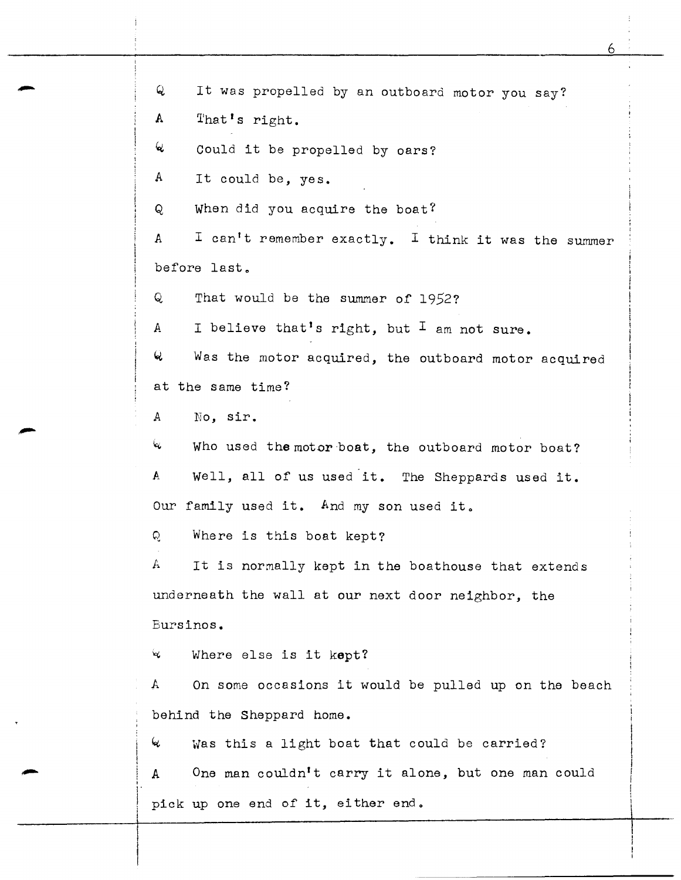Q It was propelled by an outboard motor you say?

A That's right.

Q Could it be propelled by oars?

A It could be, yes.

Q When did you acquire the boat?

A I can't remember exactly. I think it was the summer before last.

Q That would be the summer of 1952?

A I believe that's right, but I am not sure.

Q Was the motor acquired, the outboard motor acquired at the same time?

A No, sir.

Q Who used the motor boat, the outboard motor boat?

A Well, all of us used it. The Sheppards used it. Our family used it. And my son used it.

Q Where is this boat kept?

A It is normally kept in the boathouse that extends underneath the wall at our next door neighbor, the Bursinos.

Q Where else is it kept?

A On some occasions it would be pulled up on the beach behind the Sheppard home.

Q Was this a light boat that could be carried?

A One man couldn't carry it alone, but one man could pick up one end of it, either end.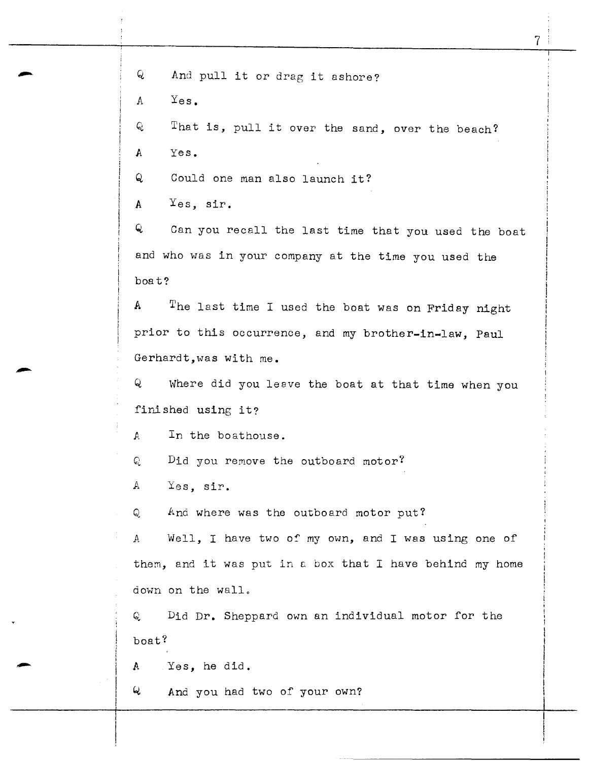Q And pull it or drag it ashore?

A Yes.

Q That is, pull it over the sand, over the beach?

A Yes.

Q Could one man also launch it?

A Yes, sir.

Q Can you recall the last time that you used the boat and who was in your company at the time you used the boat?

A The last time I used the boat was on Friday night prior to this occurrence, and my brother-in-law, Paul Gerhardt,was with me.

Q Where did you leave the boat at that time when you finished using it?

A In the boathouse.

Q Did you remove the outboard motor?

A Yes, sir.

Q And where was the outboard motor put?

A Well, I have two of my own, and I was using one of them, and it was put in a box that I have behind my home down on the wall.

Q Did Dr. Sheppard own an individual motor for the boat?

A Yes, he did.

Q And you had two of your own?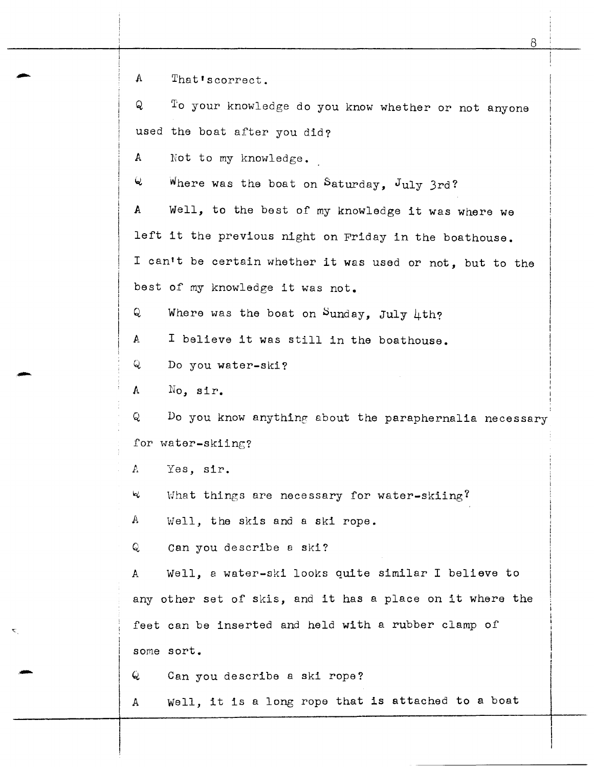A That'scorrect.

Q To your knowledge do you know whether or not anyone used the boat after you did?

A Not to my knowledge.

Q Where was the boat on Saturday, July 3rd?

A Well, to the best of my knowledge it was where we left it the previous night on Friday in the boathouse. I can't be certain whether it was used or not, but to the best of my knowledge it was not.

Q Where was the boat on Sunday, July 4th?

A I believe it was still in the boathouse.

Q Do you water-ski?

A No, sir.

Q Do you know anything about the paraphernalia necessary for water-skiing?

A Yes, sir.

Q What things are necessary for water-skiing?

A Well, the skis and a ski rope.

Q Can you describe a ski?

A Well, a water-ski looks quite similar I believe to any other set of skis, and it has a place on it where the feet can be inserted and held with a rubber clamp of some sort.

Q Can you describe a ski rope?

A Well, it is a long rope that is attached to a boat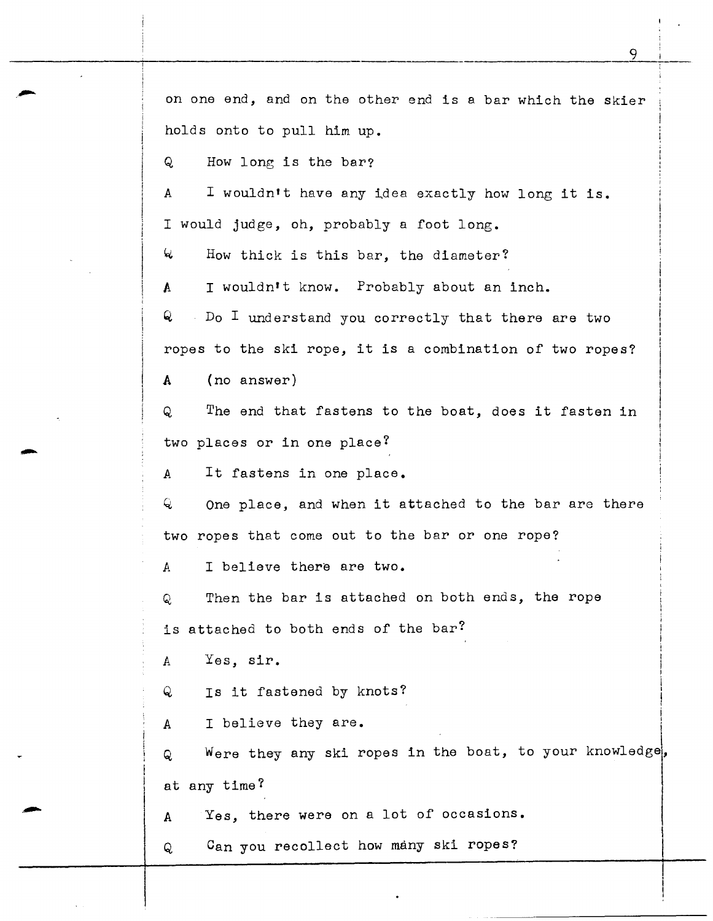on one end, and on the other end is a bar which the skier holds onto to pull him up.

Q How long is the bar?

A I wouldn't have any idea exactly how long it is. I would judge, oh, probably a foot long.

Q How thick is this bar, the diameter?

A I wouldn't know. Probably about an inch.

Q Do I understand you correctly that there are two ropes to the ski rope, it is a combination of two ropes?

A (no answer)

Q The end that fastens to the boat, does it fasten in two places or in one place?

A It fastens in one place.

Q One place, and when it attached to the bar are there two ropes that come out to the bar or one rope?

A I believe there are two.

Q Then the bar is attached on both ends, the rope is attached to both ends of the bar?

A Yes, sir.

Q Is it fastened by knots?

A I believe they are.

Q Were they any ski ropes in the boat, to your knowledge, at any time?

A Yes, there were on a lot of occasions.

Q Can you recollect how many ski ropes?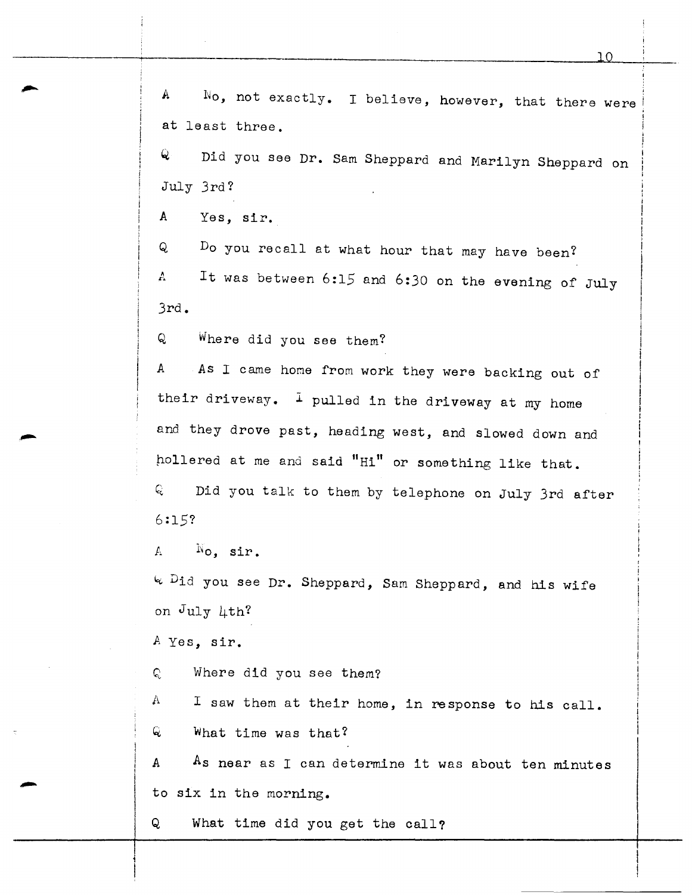A No, not exactly. I believe, however, that there were at least three.

Q Did you see Dr. Sam Sheppard and Marilyn Sheppard on July 3rd?

A Yes, sir.

Q Do you recall at what hour that may have been?

A It was between 6:15 and 6:30 on the evening of July 3rd.

Q Where did you see them?

A As I came home from work they were backing out of their driveway. I pulled in the driveway at my home and they drove past, heading west, and slowed down and hollered at me and said "Hi" or something like that.

Q Did you talk to them by telephone on July 3rd after 6:15?

A No, sir.

Q Did you see Dr. Sheppard, Sam Sheppard, and his wife on July 4th?

A Yes, sir.

Q Where did you see them?

A I saw them at their home, in response to his call.

Q What time was that?

A As near as I can determine it was about ten minutes to six in the morning.

Q What time did you get the call?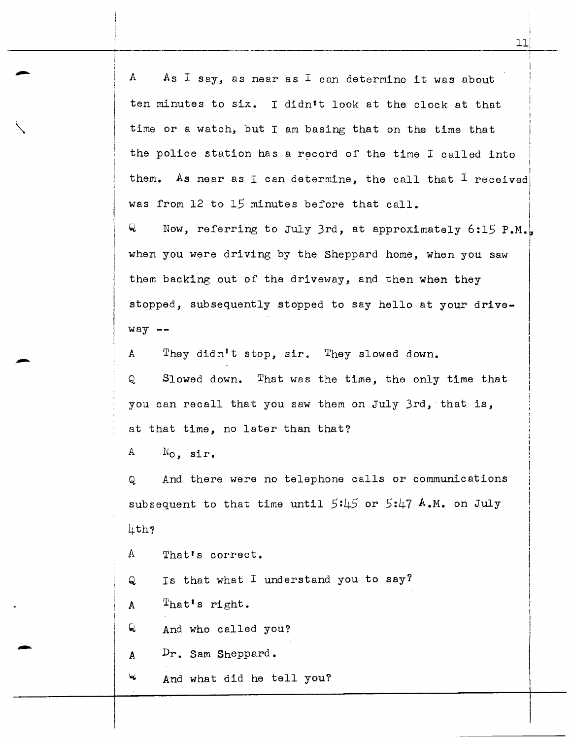A As I say, as near as I can determine it was about ten minutes to six. I didn't look at the clock at that time or a watch, but I am basing that on the time that the police station has a record of the time I called into them. As near as I can determine, the call that I received was from 12 to 15 minutes before that call.

Q Now, referring to July 3rd, at approximately 6:15 P.M., when you were driving by the Sheppard home, when you saw them backing out of the driveway, and then when they stopped, subsequently stopped to say hello at your driveway --

A They didn't stop, sir. They slowed down.

Q Slowed down. That was the time, the only time that you can recall that you saw them on July 3rd, that is, at that time, no later than that?

A No, sir.

Q And there were no telephone calls or communications subsequent to that time until 5:45 or 5:47 A.M. on July 4th?

A That's correct.

Q Is that what I understand you to say?

A That's right.

Q And who called you?

A Dr. Sam Sheppard.

Q And what did he tell you?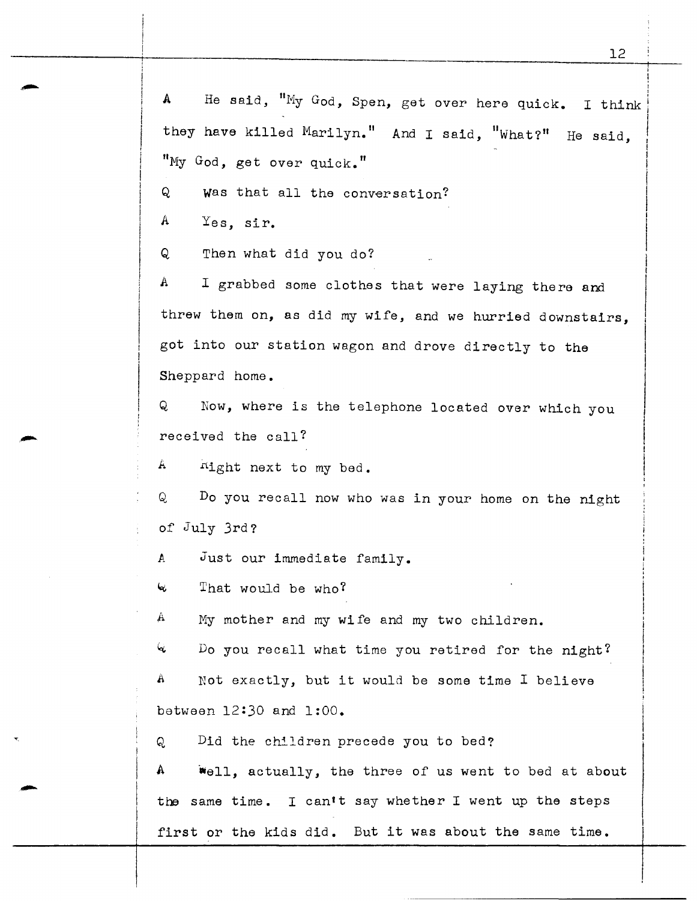A He said, "My God, Spen, get over here quick. I think they have killed Marilyn." And I said, "What?" He said, "My God, get over quick."

Q Was that all the conversation?

A Yes, sir.

Q Then what did you do?

A I grabbed some clothes that were laying there and threw them on, as did my wife, and we hurried downstairs, got into our station wagon and drove directly to the Sheppard home.

Q Now, where is the telephone located over which you received the call?

A Right next to my bed.

Q Do you recall now who was in your home on the night of July 3rd?

A Just our immediate family.

Q That would be who?

A My mother and my wife and my two children.

Q Do you recall what time you retired for the night?

A Not exactly, but it would be some time I believe between 12:30 and 1:00.

Q Did the children precede you to bed?

A Well, actually, the three of us went to bed at about the same time. I can't say whether I went up the steps first or the kids did. But it was about the same time.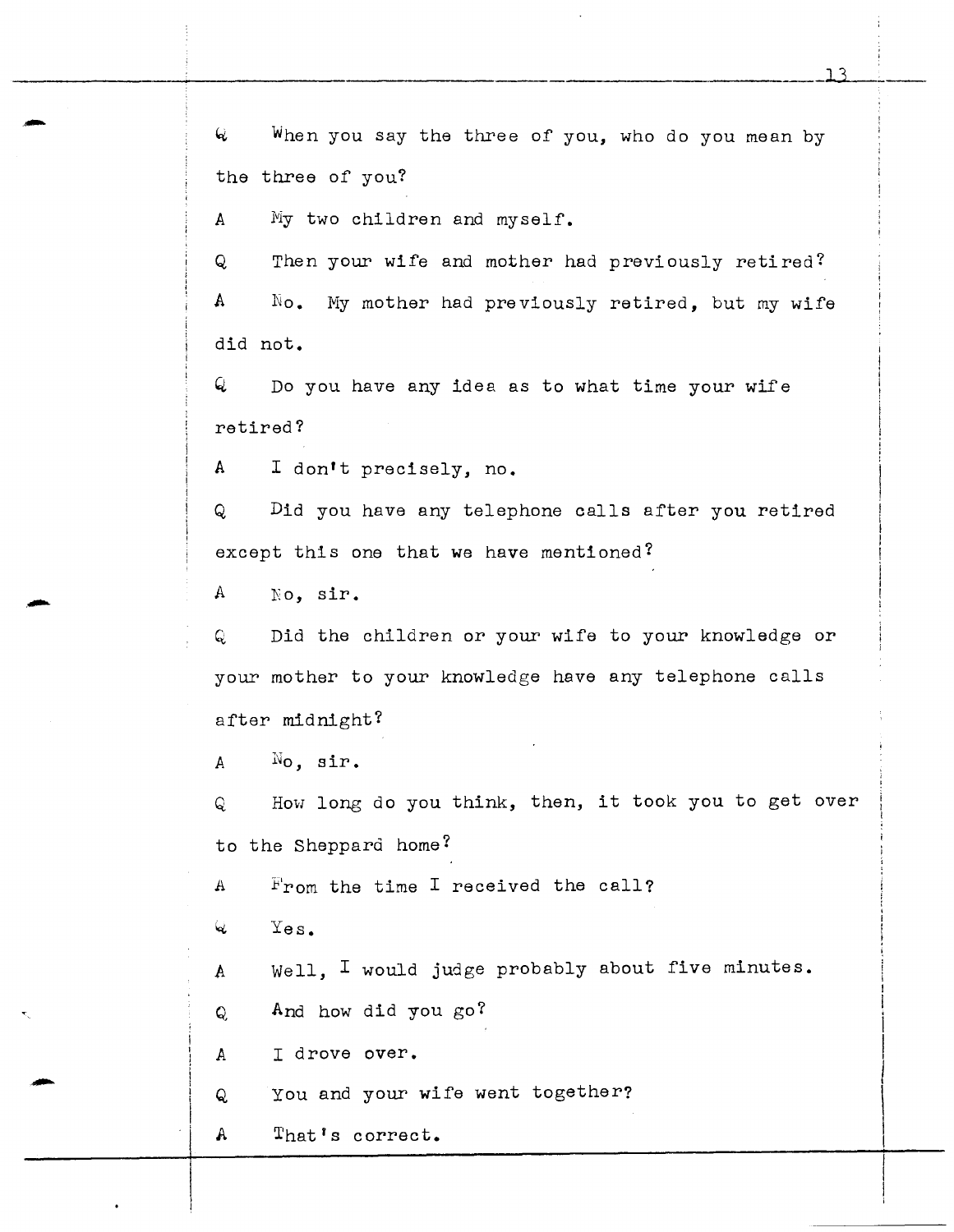Q When you say the three of you, who do you mean by the three of you?

A My two children and myself.

Q Then your wife and mother had previously retired?

A No. My mother had previously retired, but my wife did not.

Q Do you have any idea as to what time your wife retired?

A I don't precisely, no.

Q Did you have any telephone calls after you retired except this one that we have mentioned?

A No, sir.

Q Did the children or your wife to your knowledge or your mother to your knowledge have any telephone calls after midnight?

A No, sir.

Q How long do you think, then, it took you to get over to the Sheppard home?

A From the time I received the call?

Q Yes.

A Well, I would judge probably about five minutes.

Q And how did you go?

A I drove over.

Q You and your wife went together?

A That's correct.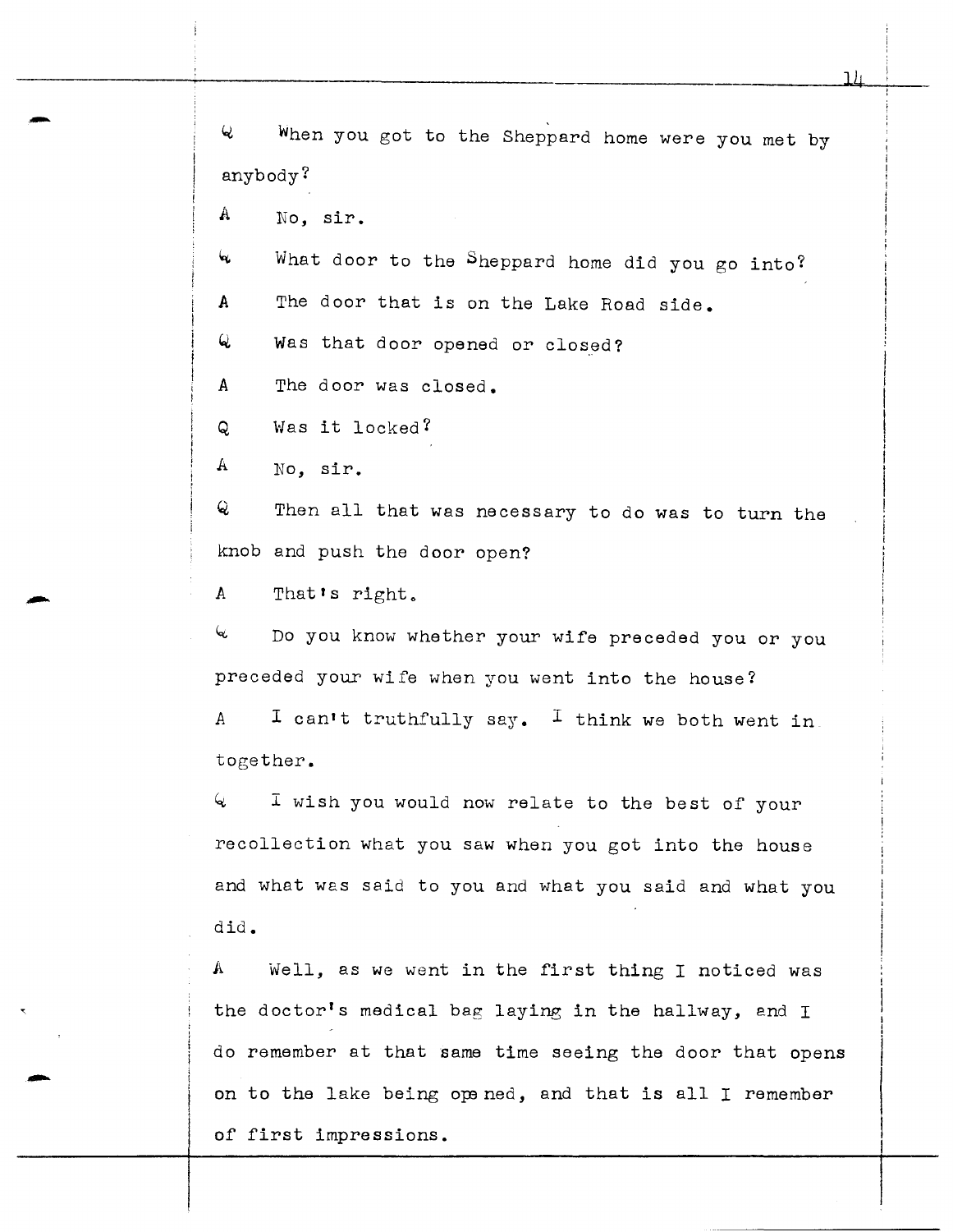Q When you got to the Sheppard home were you met by anybody?

A No, sir.

Q What door to the Sheppard home did you go into?

A The door that is on the Lake Road side.

Q Was that door opened or closed?

A The door was closed.

Q Was it locked?

A No, sir.

Q Then all that was necessary to do was to turn the knob and push the door open?

A That's right.

Q Do you know whether your wife preceded you or you preceded your wife when you went into the house?

A I can't truthfully say. I think we both went in together.

Q I wish you would now relate to the best of your recollection what you saw when you got into the house and what was said to you and what you said and what you did.

A Well, as we went in the first thing I noticed was the doctor's medical bag laying in the hallway, and I do remember at that same time seeing the door that opens on to the lake being opened, and that is all I remember of first impressions.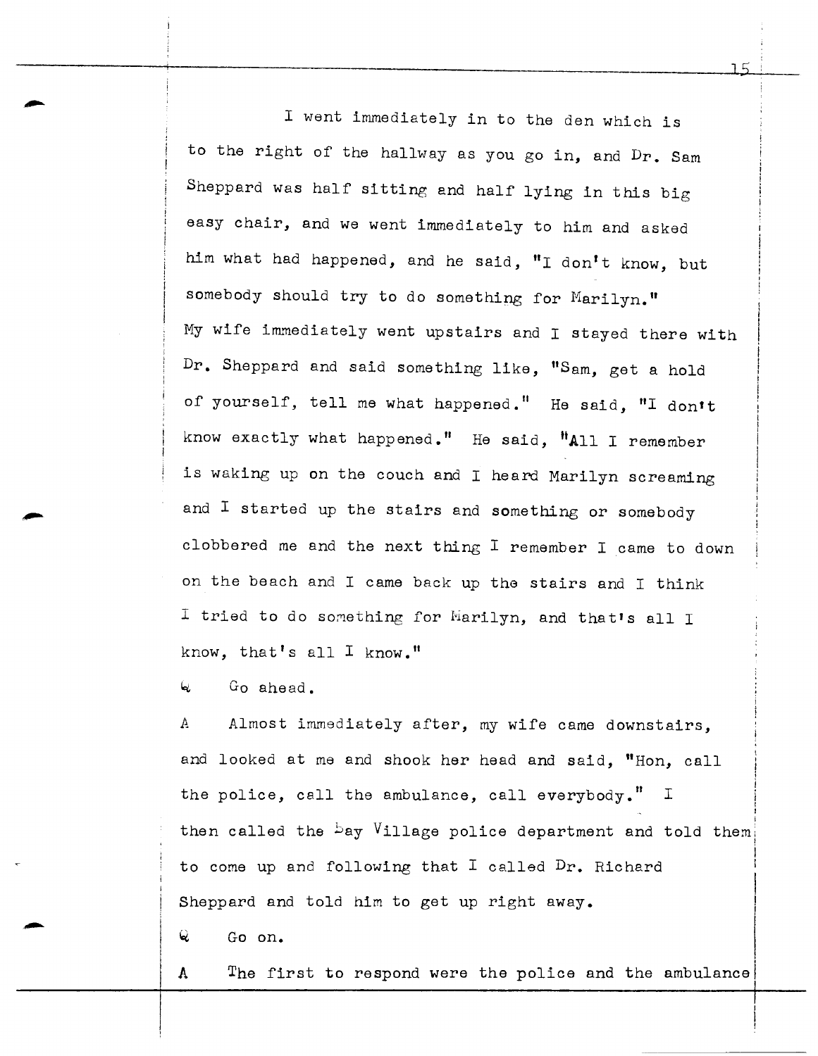I went immediately in to the den which is to the right of the hallway as you go in, and Dr. Sam Sheppard was half sitting and half lying in this big easy chair, and we went immediately to him and asked him what had happened, and he said, "I don't know, but somebody should try to do something for Marilyn." My wife immediately went upstairs and I stayed there with Dr. Sheppard and said something like, "Sam, get a hold of yourself, tell me what happened." He said, "I don't know exactly what happened." He said, "All I remember is waking up on the couch and I heard Marilyn screaming and I started up the stairs and something or somebody clobbered me and the next thing I remember I came to down on the beach and I came back up the stairs and I think I tried to do something for Marilyn, and that's all I know, that's all I know."

Q Go ahead.

A Almost immediately after, my wife came downstairs, and looked at me and shook her head and said, "Hon, call the police, call the ambulance, call everybody." I then called the Bay Village police department and told them to come up and following that I called Dr. Richard Sheppard and told him to get up right away.

Q Go on.

A The first to respond were the police and the ambulance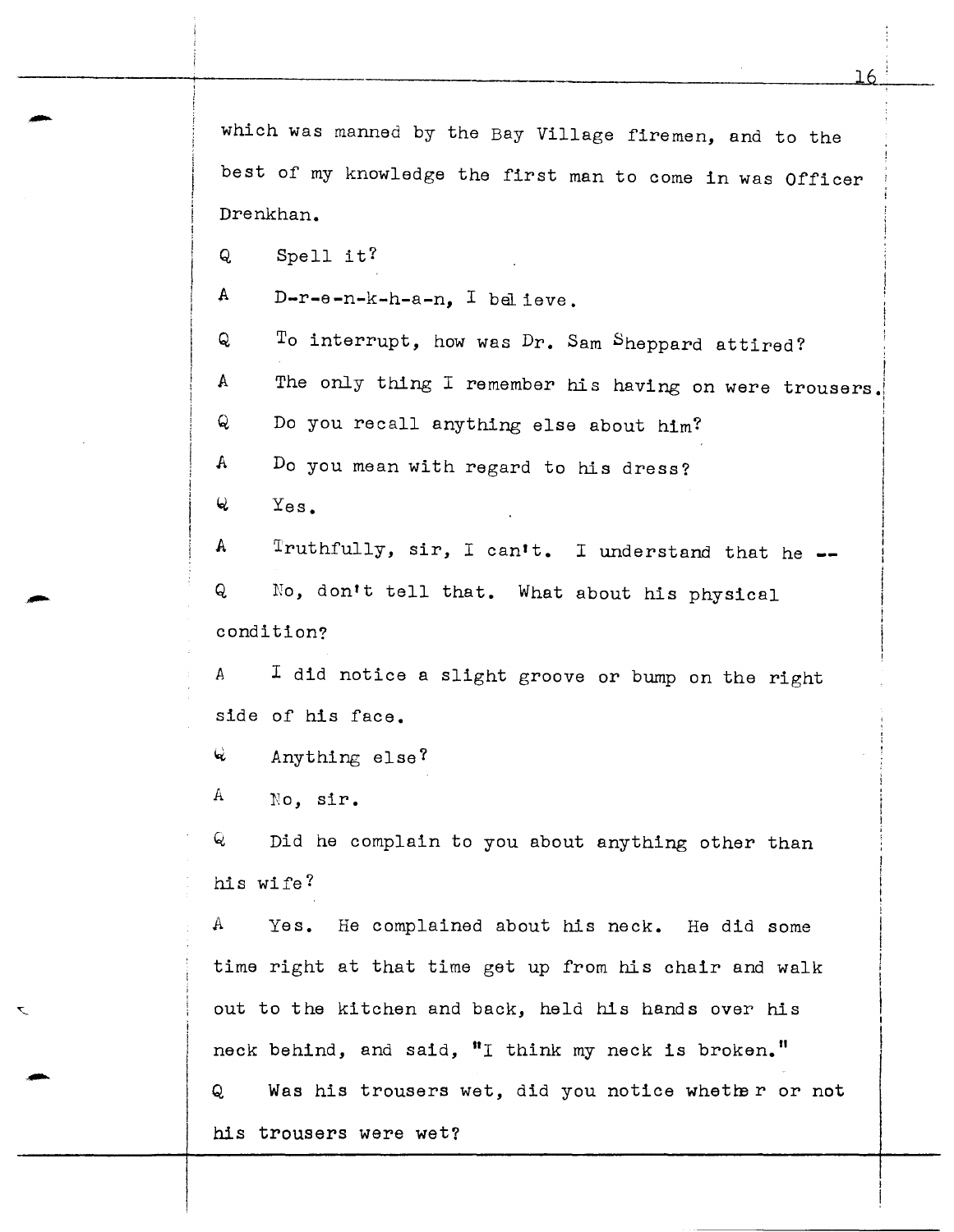which was manned by the Bay Village firemen, and to the best of my knowledge the first man to come in was Officer Drenkhan.

Q Spell it?

A D-r-e-n-k-h-a-n, I believe.

Q To interrupt, how was Dr. Sam Sheppard attired?

A The only thing I remember his having on were trousers.

Q Do you recall anything else about him?

A Do you mean with regard to his dress?

Q Yes.

A Truthfully, sir, I can't. I understand that he --

Q No, don't tell that. What about his physical condition?

A I did notice a slight groove or bump on the right side of his face.

Q Anything else?

A No, sir.

Q Did he complain to you about anything other than his wife?

A Yes. He complained about his neck. He did some time right at that time get up from his chair and walk out to the kitchen and back, held his hands over his neck behind, and said, "I think my neck is broken."

Q Was his trousers wet, did you notice whether or not his trousers were wet?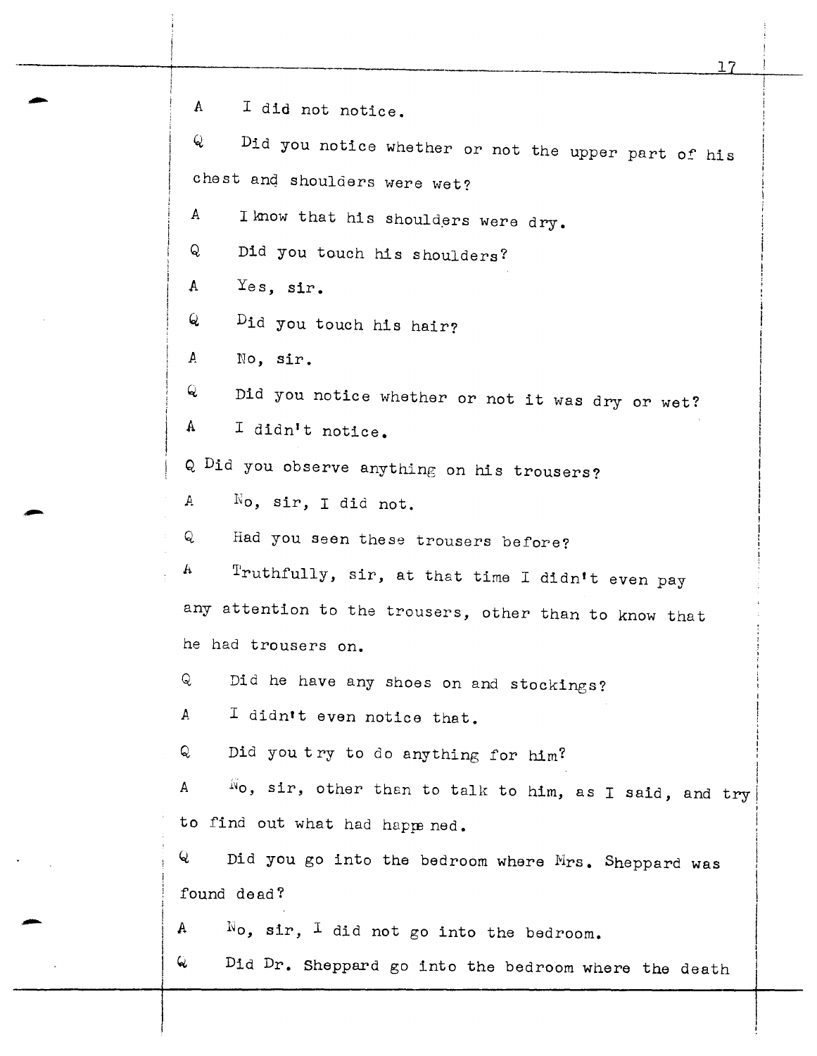A I did not notice.

Q Did you notice whether or not the upper part of his chest and shoulders were wet?

A I know that his shoulders were dry.

Q Did you touch his shoulders?

A Yes, sir.

Q Did you touch his hair?

A No, sir.

Q Did you notice whether or not it was dry or wet?

A I didn't notice.

Q Did you observe anything on his trousers?

A No, sir, I did not.

Q Had you seen these trousers before?

A Truthfully, sir, at that time I didn't even pay any attention to the trousers, other than to know that he had trousers on.

Q Did he have any shoes on and stockings?

A I didn't even notice that.

Q Did you try to do anything for him?

A No, sir, other than to talk to him, as I said, and try to find out what had happe ned.

Q Did you go into the bedroom where Mrs. Sheppard was found dead?

A No, sir, I did not go into the bedroom.

Q Did Dr. Sheppard go into the bedroom where the death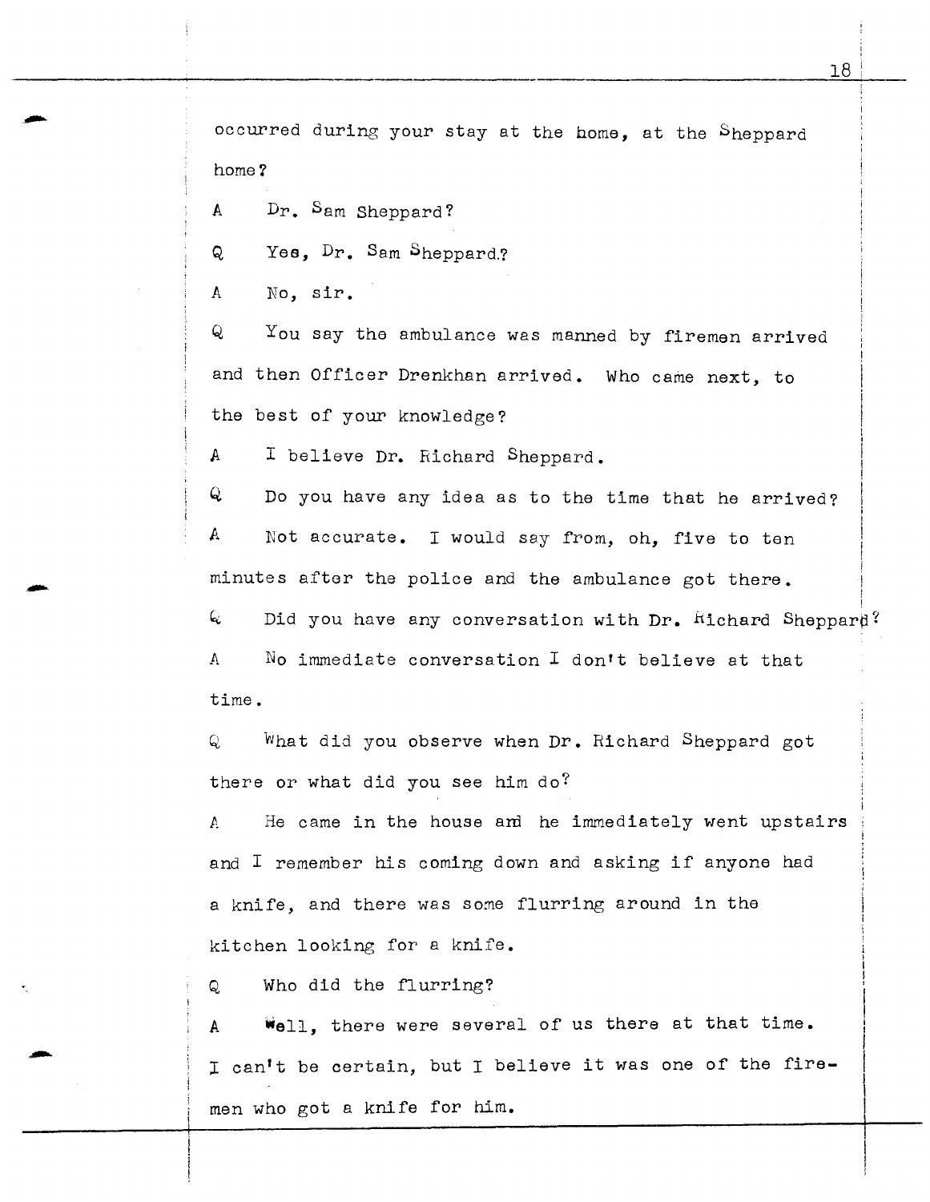occurred during your stay at the home, at the Sheppard home?

A Dr. Sam Sheppard?

Q Yes, Dr. Sam Sheppard?

A No, sir.

Q You say the ambulance was manned by firemen arrived and then Officer Drenkhan arrived. Who came next, to the best of your knowledge?

A I believe Dr. Richard Sheppard.

Q Do you have any idea as to the time that he arrived?

A Not accurate. I would say from, oh, five to ten minutes after the police and the ambulance got there.

Q Did you have any conversation with Dr. Richard Sheppard?

A No immediate conversation I don't believe at that time.

Q What did you observe when Dr. Richard Sheppard got there or what did you see him do?

A He came in the house and he immediately went upstairs and I remember his coming down and asking if anyone had a knife, and there was some flurring around in the kitchen looking for a knife.

Q Who did the flurring?

A Well, there were several of us there at that time. I can't be certain, but I believe it was one of the firemen who got a knife for him.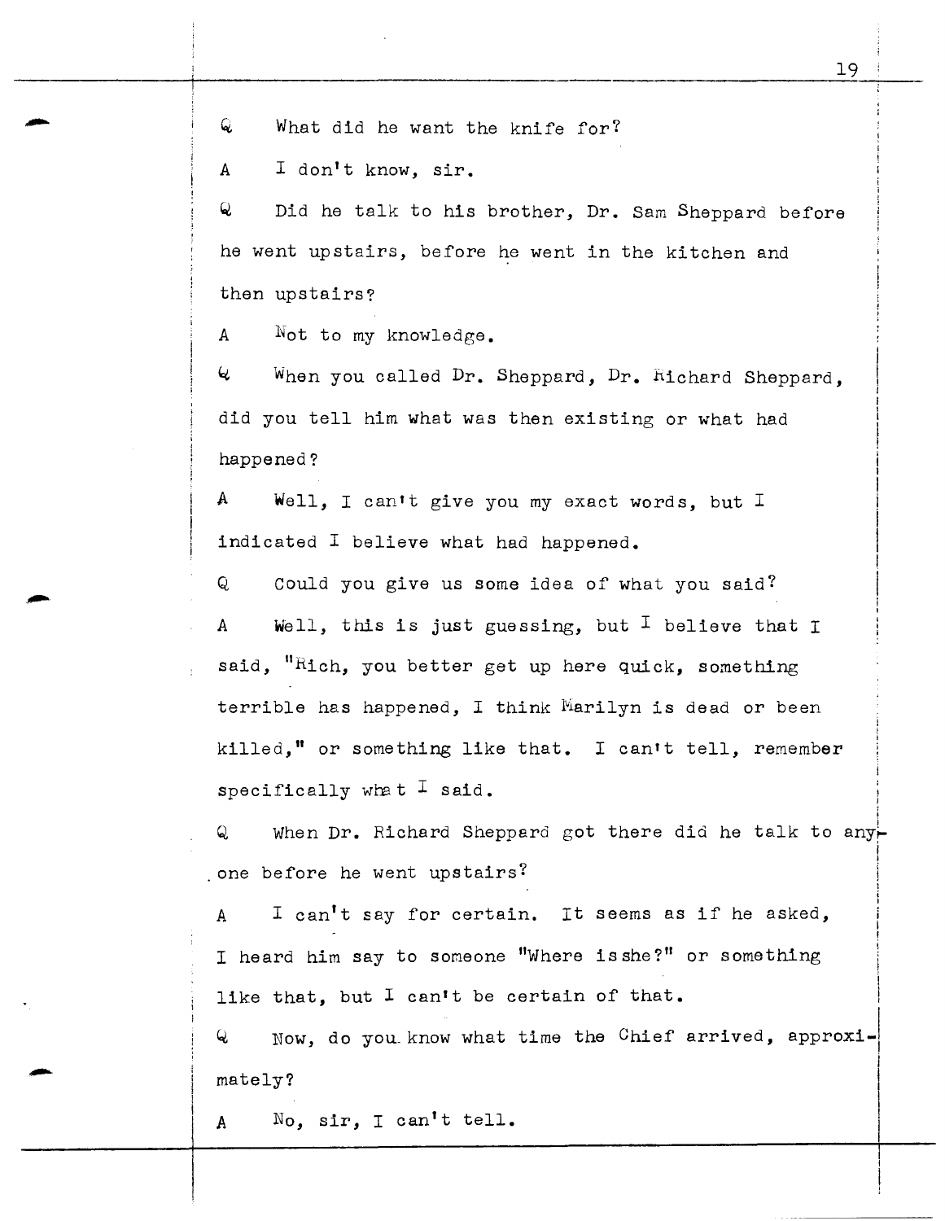Q What did he want the knife for?

A I don't know, sir.

Q Did he talk to his brother, Dr. Sam Sheppard before he went upstairs, before he went in the kitchen and then upstairs?

A Not to my knowledge.

Q When you called Dr. Sheppard, Dr. Richard Sheppard, did you tell him what was then existing or what had happened?

A Well, I can't give you my exact words, but I indicated I believe what had happened.

Q Could you give us some idea of what you said?

A Well, this is just guessing, but I believe that I said, "Rich, you better get up here quick, something terrible has happened, I think Marilyn is dead or been killed," or something like that. I can't tell, remember specifically what I said.

Q When Dr. Richard Sheppard got there did he talk to anyone before he went upstairs?

A I can't say for certain. It seems as if he asked, I heard him say to someone "Where is she?" or something like that, but I can't be certain of that.

Q Now, do you know what time the Chief arrived, approximately?

A No, sir, I can't tell.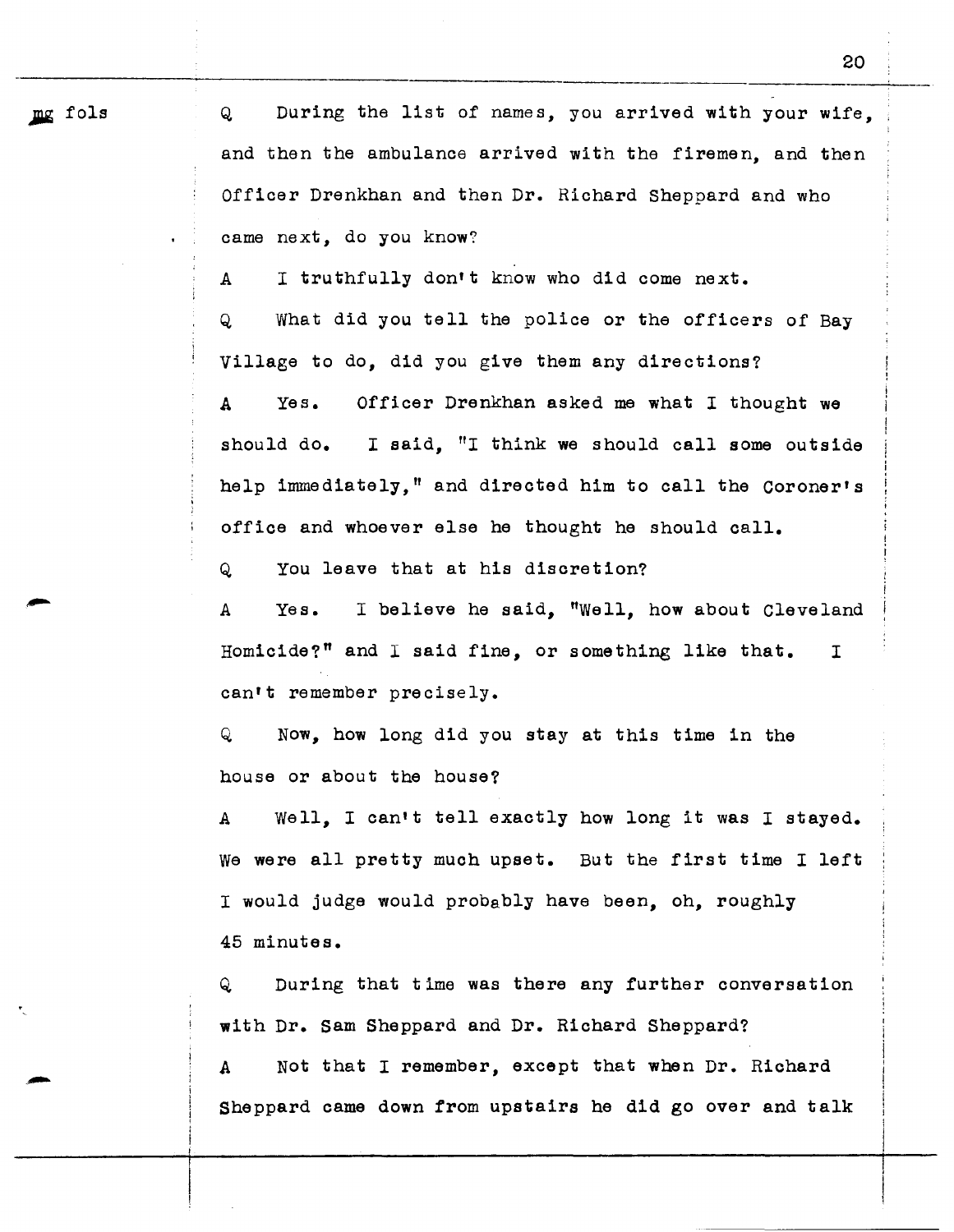mg fols

Q During the list of names, you arrived with your wife, and then the ambulance arrived with the firemen, and then Officer Drenkhan and then Dr. Richard Sheppard and who came next, do you know?

A I truthfully don't know who did come next.

Q What did you tell the police or the officers of Bay Village to do, did you give them any directions?

A Yes. Officer Drenkhan asked me what I thought we should do. I said, "I think we should call some outside help immediately," and directed him to call the Coroner's office and whoever else he thought he should call.

Q You leave that at his discretion?

A Yes. I believe he said, "Well, how about Cleveland Homicide?" and I said fine, or something like that. I can't remember precisely.

Q Now, how long did you stay at this time in the house or about the house?

A Well, I can't tell exactly how long it was I stayed. We were all pretty much upset. But the first time I left I would judge would probably have been, oh, roughly 45 minutes.

Q During that time was there any further conversation with Dr. Sam Sheppard and Dr. Richard Sheppard?

A Not that I remember, except that when Dr. Richard Sheppard came down from upstairs he did go over and talk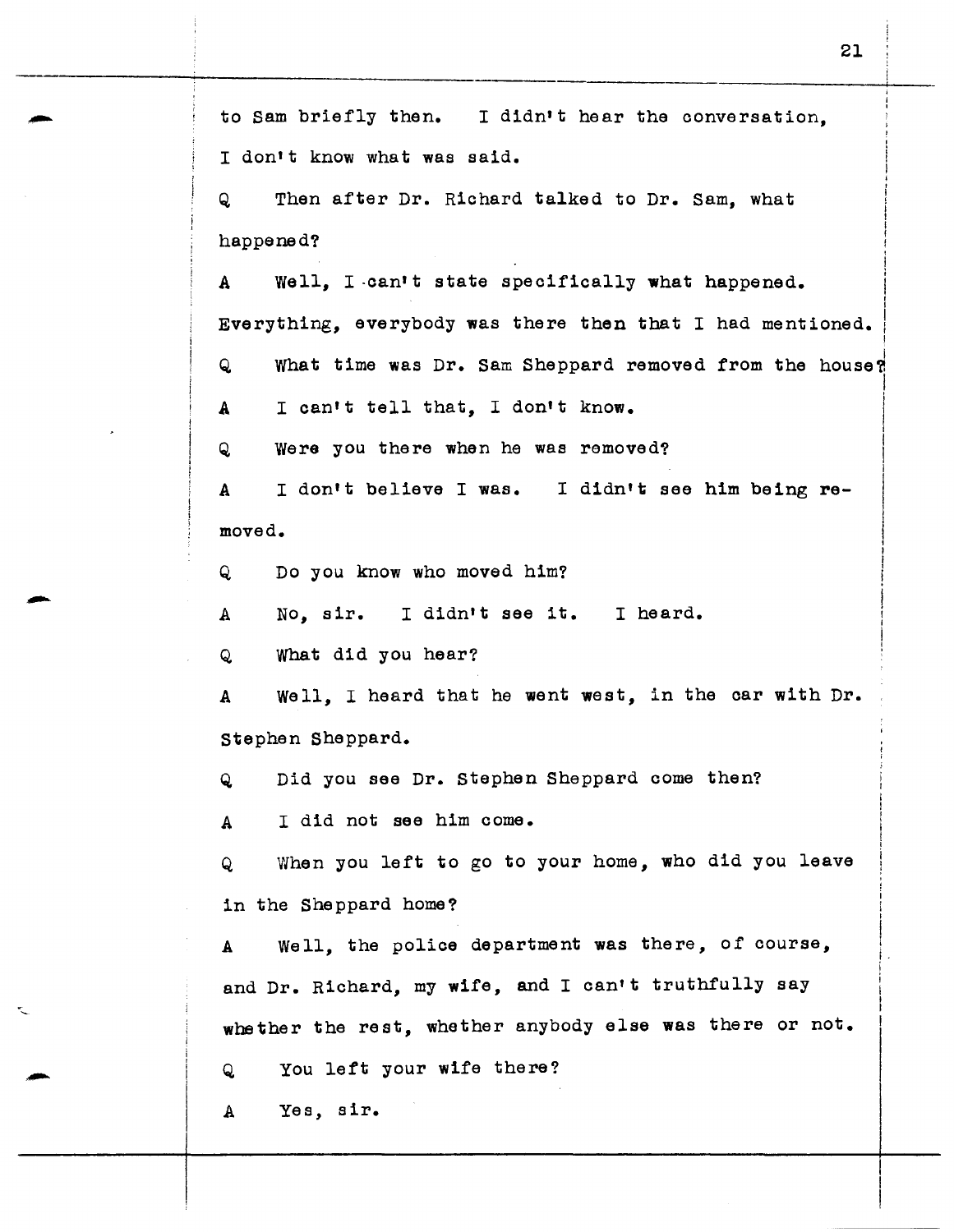to Sam briefly then. I didn't hear the conversation, I don't know what was said.

Q Then after Dr. Richard talked to Dr. Sam, what happened?

A Well, I can't state specifically what happened. Everything, everybody was there then that I had mentioned.

Q What time was Dr. Sam Sheppard removed from the house?

A I can't tell that, I don't know.

Q Were you there when he was removed?

A I don't believe I was. I didn't see him being removed.

Q Do you know who moved him?

A No, sir. I didn't see it. I heard.

Q What did you hear?

A Well, I heard that he went west, in the car with Dr. Stephen Sheppard.

Q Did you see Dr. Stephen Sheppard come then?

A I did not see him come.

Q When you left to go to your home, who did you leave in the Sheppard home?

A Well, the police department was there, of course, and Dr. Richard, my wife, and I can't truthfully say whether the rest, whether anybody else was there or not.

Q You left your wife there?

A Yes, sir.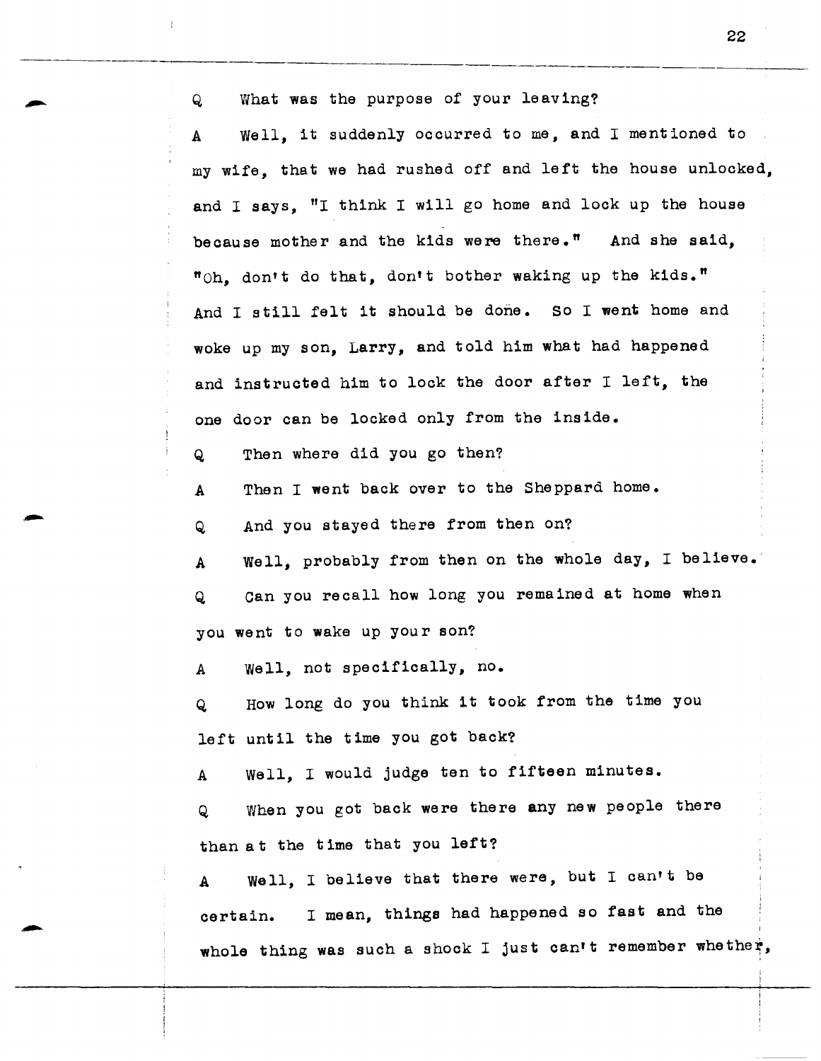Q What was the purpose of your leaving?

A Well, it suddenly occurred to me, and I mentioned to my wife, that we had rushed off and left the house unlocked, and I says, "I think I will go home and lock up the house because mother and the kids were there." And she said, "Oh, don't do that, don't bother waking up the kids." And I still felt it should be done. So I went home and woke up my son, Larry, and told him what had happened and instructed him to lock the door after I left, the one door can be locked only from the inside.

Q Then where did you go then?

A Then I went back over to the Sheppard home.

Q And you stayed there from then on?

A Well, probably from then on the whole day, I believe.

Q Can you recall how long you remained at home when you went to wake up your son?

A Well, not specifically, no.

Q How long do you think it took from the time you left until the time you got back?

A Well, I would judge ten to fifteen minutes.

Q When you got back were there any new people there than at the time that you left?

A Well, I believe that there were, but I can't be certain. I mean, things had happened so fast and the whole thing was such a shock I just can't remember whether,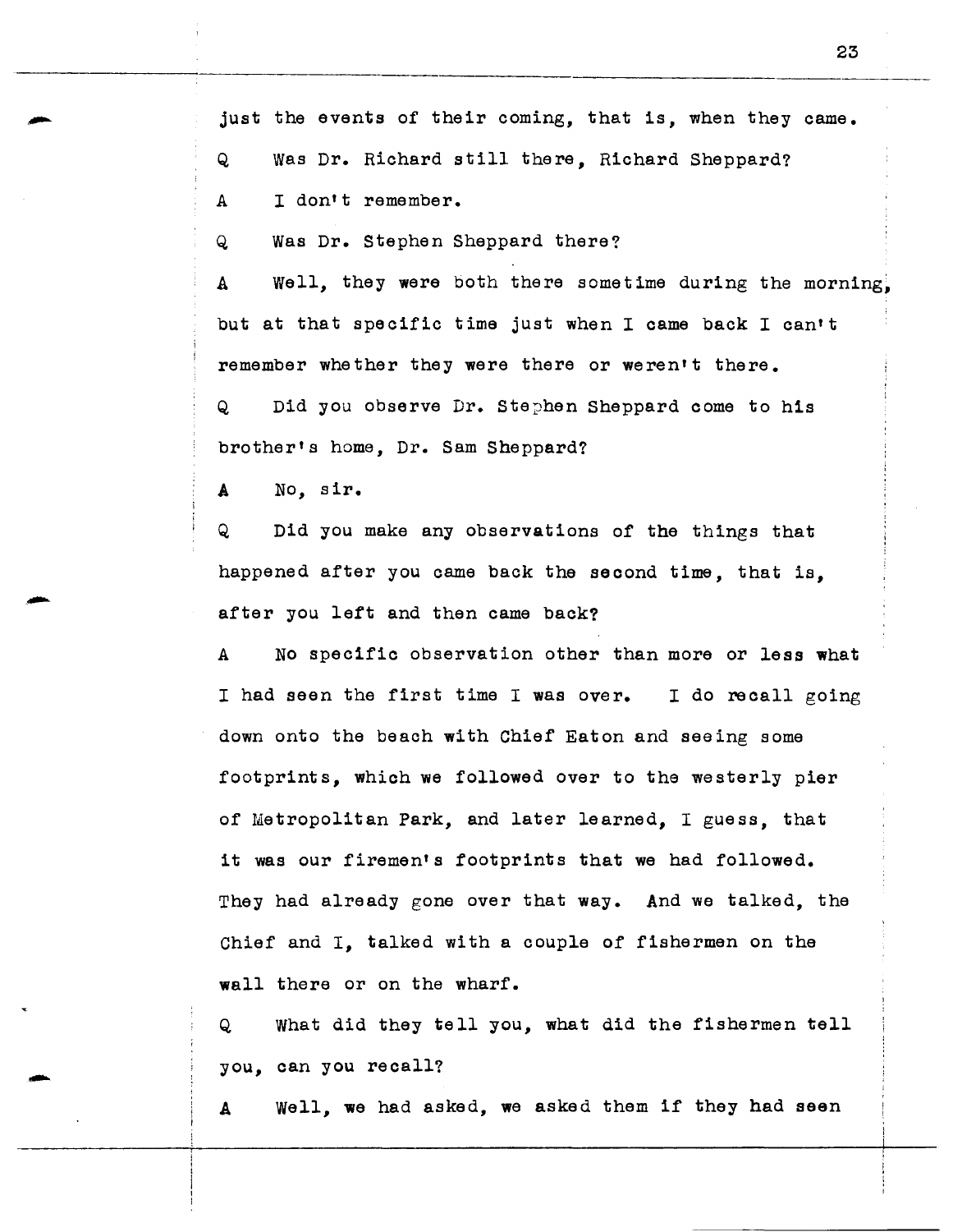just the events of their coming, that is, when they came.

Q Was Dr. Richard still there, Richard Sheppard?

A I don't remember.

Q Was Dr. Stephen Sheppard there?

A Well, they were both there sometime during the morning, but at that specific time just when I came back I can't remember whether they were there or weren't there.

Q Did you observe Dr. Stephen Sheppard come to his brother's home, Dr. Sam Sheppard?

A No, sir.

Q Did you make any observations of the things that happened after you came back the second time, that is, after you left and then came back?

A No specific observation other than more or less what I had seen the first time I was over. I do recall going down onto the beach with Chief Eaton and seeing some footprints, which we followed over to the westerly pier of Metropolitan Park, and later learned, I guess, that it was our firemen's footprints that we had followed. They had already gone over that way. And we talked, the Chief and I, talked with a couple of fishermen on the wall there or on the wharf.

Q What did they tell you, what did the fishermen tell you, can you recall?

A Well, we had asked, we asked them if they had seen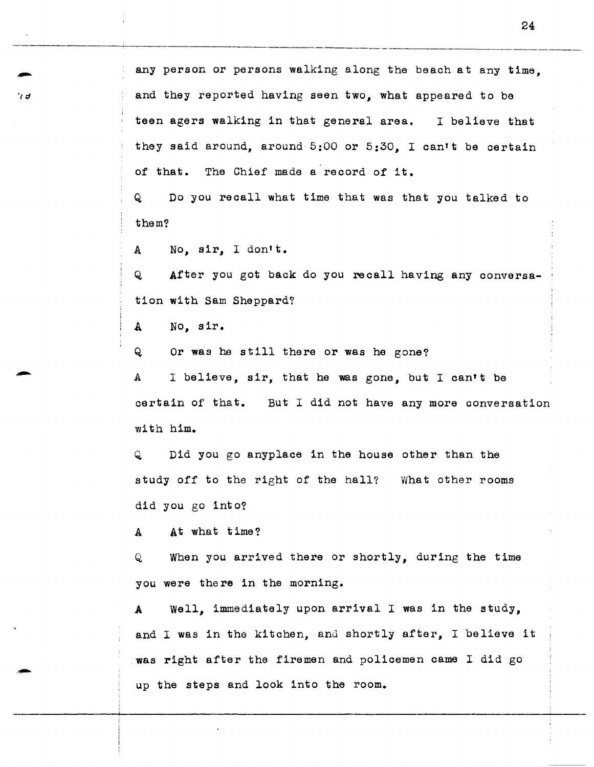any person or persons walking along the beach at any time, and they reported having seen two, what appeared to be teen agers walking in that general area. I believe that they said around, around 5:00 or 5:30, I can't be certain of that. The Chief made a record of it.

Q Do you recall what time that was that you talked to them?

A No, sir, I don't.

Q After you got back do you recall having any conversation with Sam Sheppard?

A No, sir.

Q Or was he still there or was he gone?

A I believe, sir, that he was gone, but I can't be certain of that. But I did not have any more conversation with him.

Q Did you go anyplace in the house other than the study off to the right of the hall? What other rooms did you go into?

A At what time?

Q When you arrived there or shortly, during the time you were there in the morning.

A Well, immediately upon arrival I was in the study, and I was in the kitchen, and shortly after, I believe it was right after the firemen and policemen came I did go up the steps and look into the room.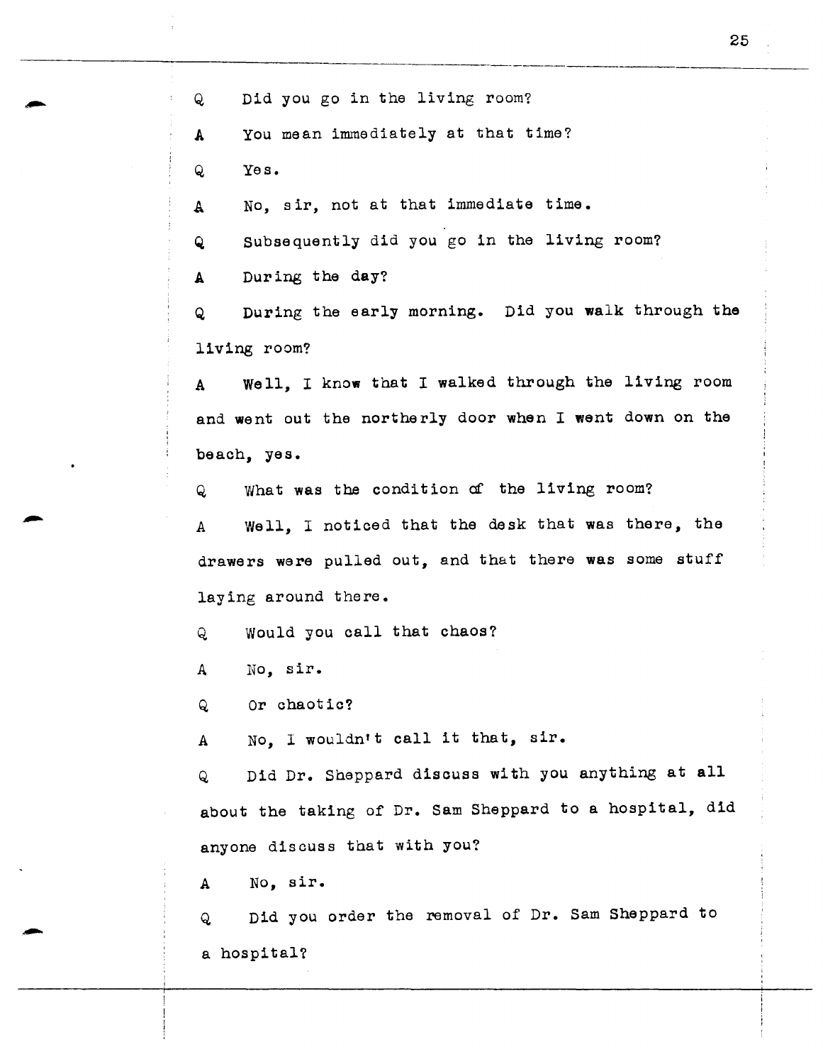Q Did you go in the living room?

A You mean immediately at that time?

Q Yes.

A No, sir, not at that immediate time.

Q Subsequently did you go in the living room?

A During the day?

Q During the early morning. Did you walk through the living room?

A Well, I know that I walked through the living room and went out the northerly door when I went down on the beach, yes.

Q What was the condition of the living room?

A Well, I noticed that the desk that was there, the drawers were pulled out, and that there was some stuff laying around there.

Q Would you call that chaos?

A No, sir.

Q Or chaotic?

A No, I wouldn't call it that, sir.

Q Did Dr. Sheppard discuss with you anything at all about the taking of Dr. Sam Sheppard to a hospital, did anyone discuss that with you?

A No, sir.

Q Did you order the removal of Dr. Sam Sheppard to a hospital?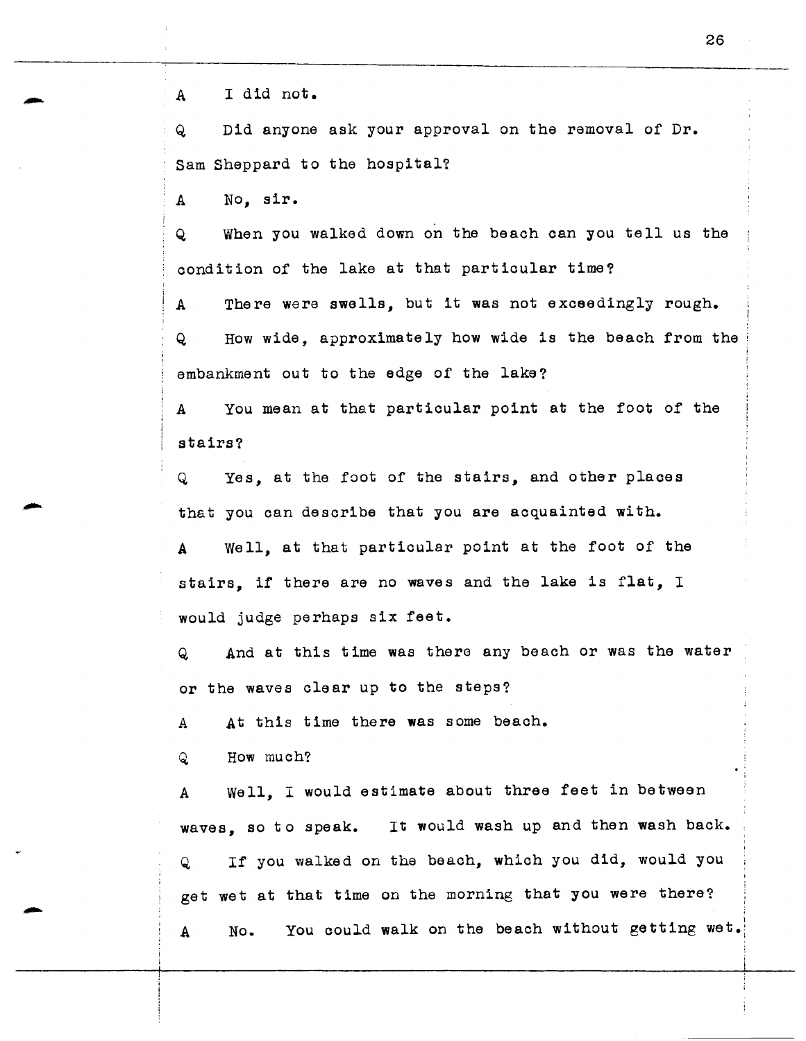A I did not.

Q Did anyone ask your approval on the removal of Dr. Sam Sheppard to the hospital?

A No, sir.

Q When you walked down on the beach can you tell us the condition of the lake at that particular time?

A There were swells, but it was not exceedingly rough.

Q How wide, approximately how wide is the beach from the embankment out to the edge of the lake?

A You mean at that particular point at the foot of the stairs?

Q Yes, at the foot of the stairs, and other places that you can describe that you are acquainted with.

A Well, at that particular point at the foot of the stairs, if there are no waves and the lake is flat, I would judge perhaps six feet.

Q And at this time was there any beach or was the water or the waves clear up to the steps?

A At this time there was some beach.

Q How much?

A Well, I would estimate about three feet in between waves, so to speak. It would wash up and then wash back.

Q If you walked on the beach, which you did, would you get wet at that time on the morning that you were there?

A No. You could walk on the beach without getting wet.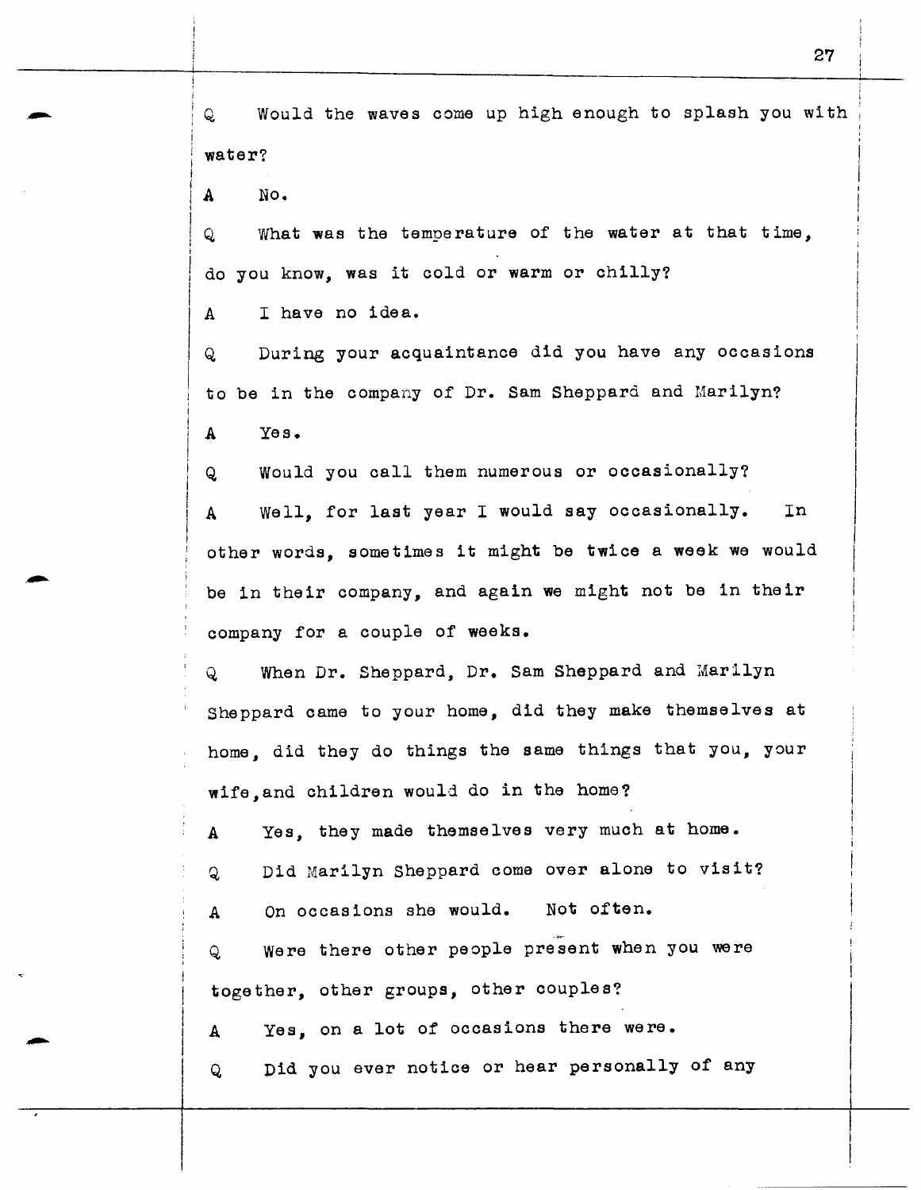Q Would the waves come up high enough to splash you with water?

A No.

Q What was the temperature of the water at that time, do you know, was it cold or warm or chilly?

A I have no idea.

Q During your acquaintance did you have any occasions to be in the company of Dr. Sam Sheppard and Marilyn?

A Yes.

Q Would you call them numerous or occasionally?

A Well, for last year I would say occasionally. In other words, sometimes it might be twice a week we would be in their company, and again we might not be in their company for a couple of weeks.

Q When Dr. Sheppard, Dr. Sam Sheppard and Marilyn Sheppard came to your home, did they make themselves at home, did they do things the same things that you, your wife,and children would do in the home?

A Yes, they made themselves very much at home.

Q Did Marilyn Sheppard come over alone to visit?

A On occasions she would. Not often.

Q Were there other people present when you were together, other groups, other couples?

A Yes, on a lot of occasions there were.

Q Did you ever notice or hear personally of any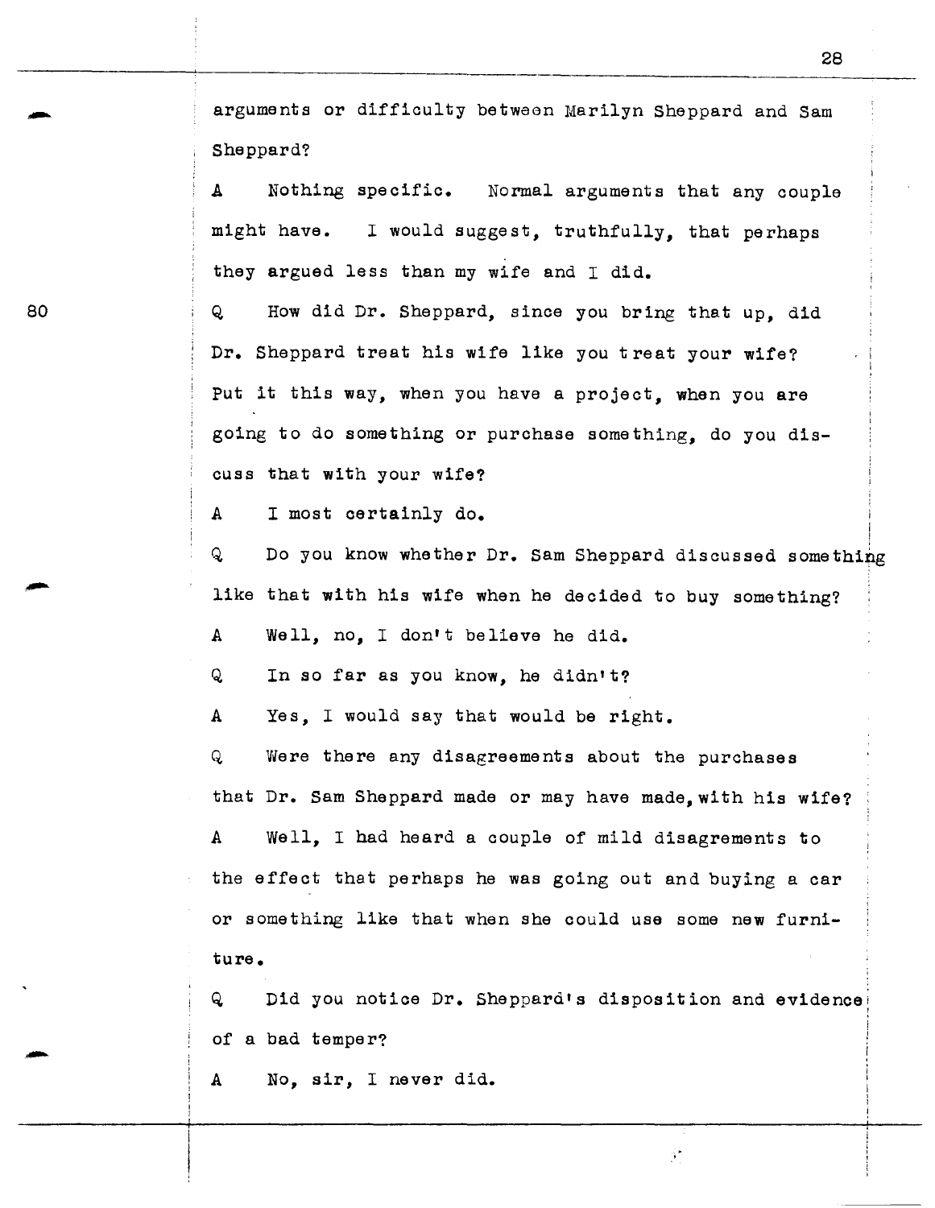arguments or difficulty between Marilyn Sheppard and Sam Sheppard?

A Nothing specific. Normal arguments that any couple might have. I would suggest, truthfully, that perhaps they argued less than my wife and I did.

80

Q How did Dr. Sheppard, since you bring that up, did Dr. Sheppard treat his wife like you treat your wife? Put it this way, when you have a project, when you are going to do something or purchase something, do you discuss that with your wife?

A I most certainly do.

Q Do you know whether Dr. Sam Sheppard discussed something like that with his wife when he decided to buy something?

A Well, no, I don't believe he did.

Q In so far as you know, he didn't?

A Yes, I would say that would be right.

Q Were there any disagreements about the purchases that Dr. Sam Sheppard made or may have made, with his wife?

A Well, I had heard a couple of mild disagrements to the effect that perhaps he was going out and buying a car or something like that when she could use some new furniture.

Q Did you notice Dr. Sheppard's disposition and evidence of a bad temper?

A No, sir, I never did.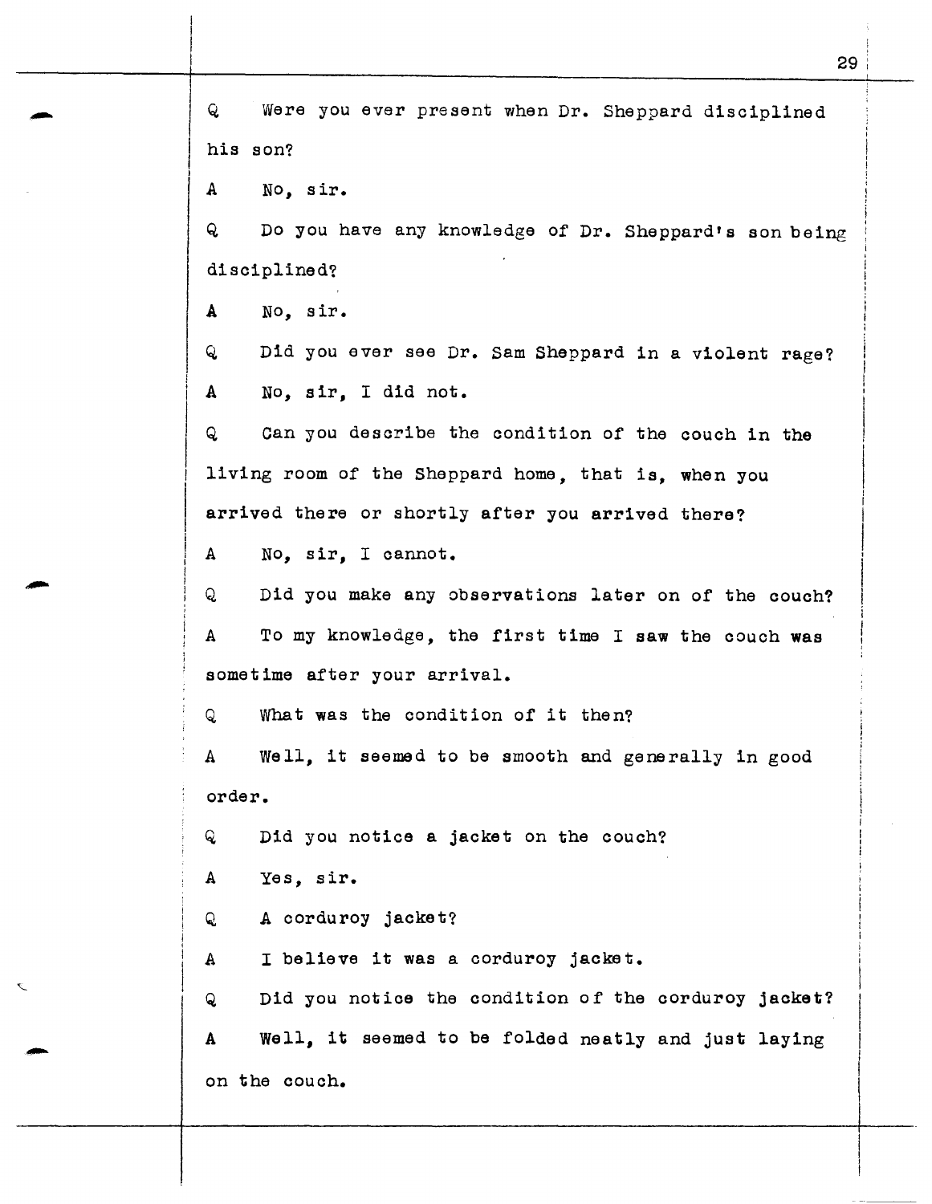Q Were you ever present when Dr. Sheppard disciplined his son?

A No, sir.

Q Do you have any knowledge of Dr. Sheppard's son being disciplined?

A No, sir.

Q Did you ever see Dr. Sam Sheppard in a violent rage?

A No, sir, I did not.

Q Can you describe the condition of the couch in the living room of the Sheppard home, that is, when you arrived there or shortly after you arrived there?

A No, sir, I cannot.

Q Did you make any observations later on of the couch?

A To my knowledge, the first time I saw the couch was sometime after your arrival.

Q What was the condition of it then?

A Well, it seemed to be smooth and generally in good order.

Q Did you notice a jacket on the couch?

A Yes, sir.

Q A corduroy jacket?

A I believe it was a corduroy jacket.

Q Did you notice the condition of the corduroy jacket?

A Well, it seemed to be folded neatly and just laying on the couch.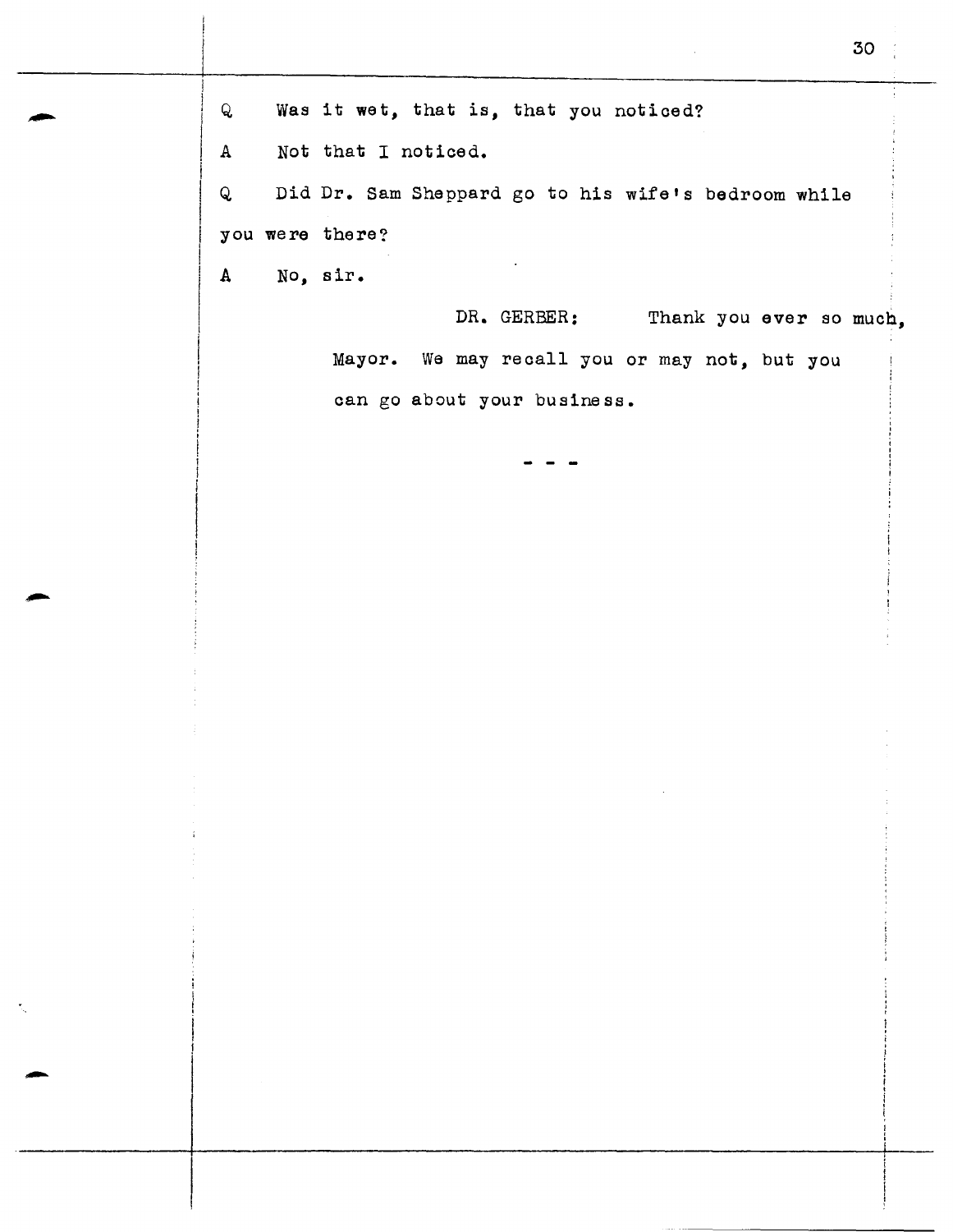Q Was it wet, that is, that you noticed?

A Not that I noticed.

Q Did Dr. Sam Sheppard go to his wife's bedroom while you were there?

A No, sir.

DR. GERBER: Thank you ever so much, Mayor. We may recall you or may not, but you can go about your business.

- - -